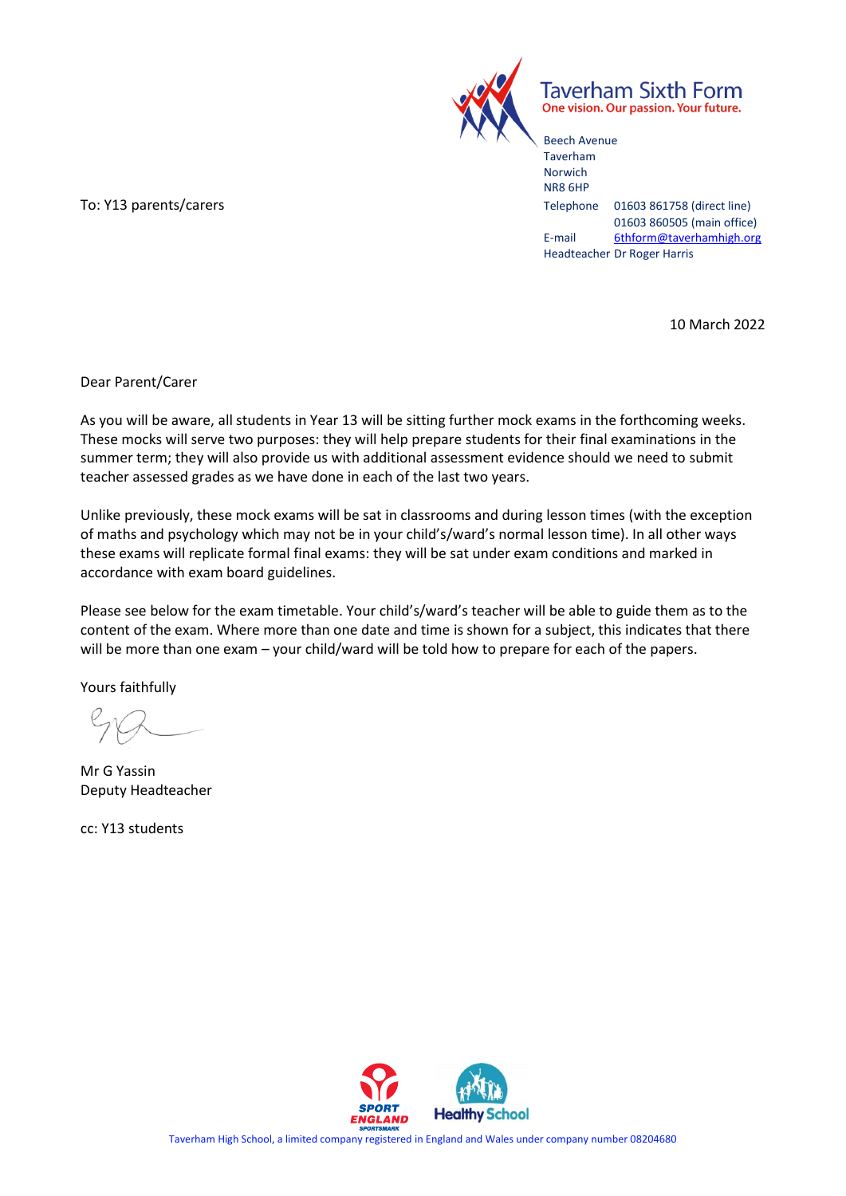**Taverham Sixth Form**
One vision. Our passion. Your future.

Beech Avenue
Taverham
Norwich
NR8 6HP
Telephone 01603 861758 (direct line)
01603 860505 (main office)
E-mail 6thform@taverhamhigh.org
Headteacher Dr Roger Harris

To: Y13 parents/carers

10 March 2022

Dear Parent/Carer

As you will be aware, all students in Year 13 will be sitting further mock exams in the forthcoming weeks. These mocks will serve two purposes: they will help prepare students for their final examinations in the summer term; they will also provide us with additional assessment evidence should we need to submit teacher assessed grades as we have done in each of the last two years.

Unlike previously, these mock exams will be sat in classrooms and during lesson times (with the exception of maths and psychology which may not be in your child's/ward's normal lesson time). In all other ways these exams will replicate formal final exams: they will be sat under exam conditions and marked in accordance with exam board guidelines.

Please see below for the exam timetable. Your child's/ward's teacher will be able to guide them as to the content of the exam. Where more than one date and time is shown for a subject, this indicates that there will be more than one exam – your child/ward will be told how to prepare for each of the papers.

Yours faithfully

Mr G Yassin
Deputy Headteacher

cc: Y13 students

Taverham High School, a limited company registered in England and Wales under company number 08204680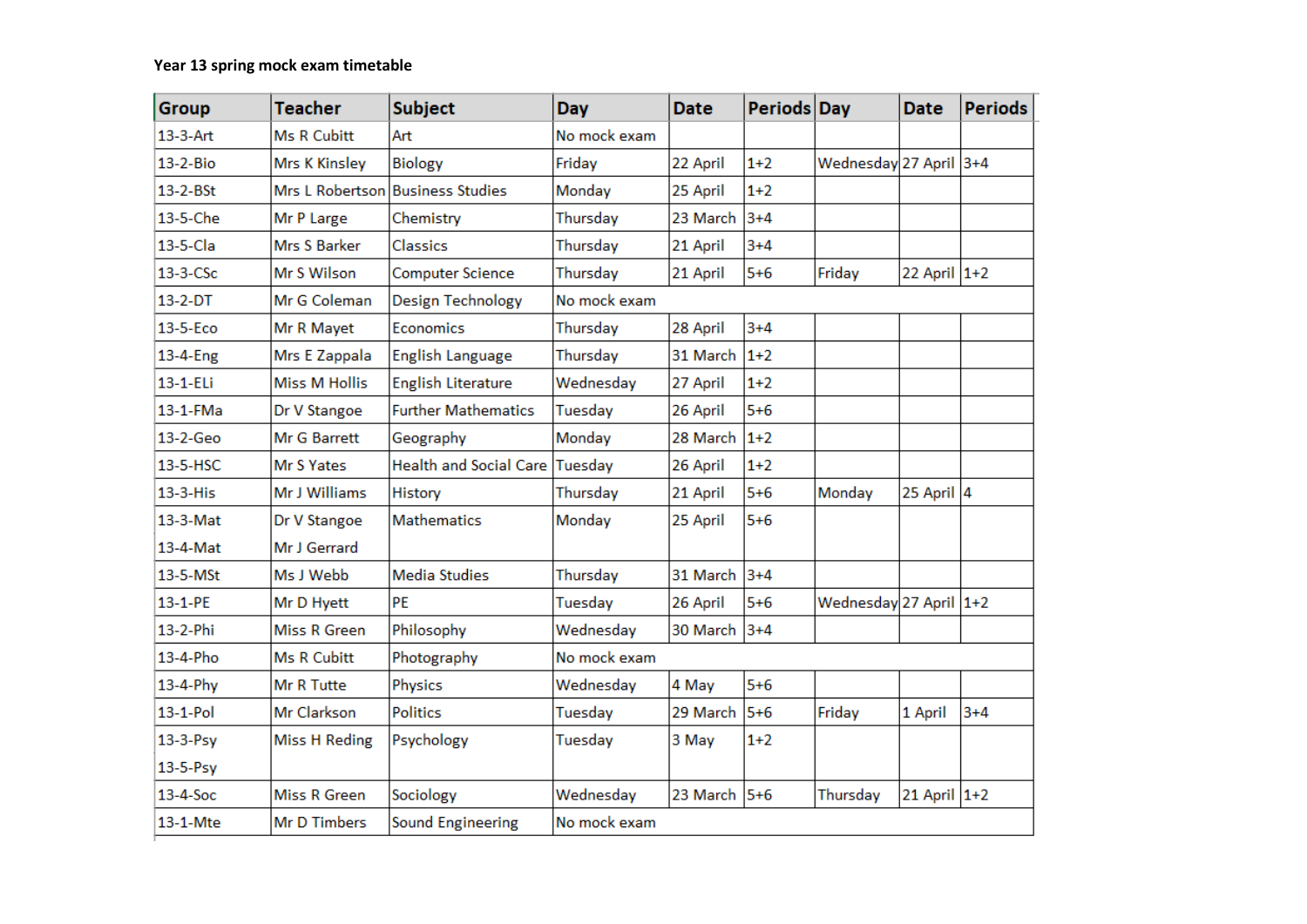**Year 13 spring mock exam timetable**

| Group | Teacher | Subject | Day | Date | Periods | Day | Date | Periods |
|---|---|---|---|---|---|---|---|---|
| 13-3-Art | Ms R Cubitt | Art | No mock exam | | | | | |
| 13-2-Bio | Mrs K Kinsley | Biology | Friday | 22 April | 1+2 | Wednesday | 27 April | 3+4 |
| 13-2-BSt | Mrs L Robertson | Business Studies | Monday | 25 April | 1+2 | | | |
| 13-5-Che | Mr P Large | Chemistry | Thursday | 23 March | 3+4 | | | |
| 13-5-Cla | Mrs S Barker | Classics | Thursday | 21 April | 3+4 | | | |
| 13-3-CSc | Mr S Wilson | Computer Science | Thursday | 21 April | 5+6 | Friday | 22 April | 1+2 |
| 13-2-DT | Mr G Coleman | Design Technology | No mock exam | | | | | |
| 13-5-Eco | Mr R Mayet | Economics | Thursday | 28 April | 3+4 | | | |
| 13-4-Eng | Mrs E Zappala | English Language | Thursday | 31 March | 1+2 | | | |
| 13-1-ELi | Miss M Hollis | English Literature | Wednesday | 27 April | 1+2 | | | |
| 13-1-FMa | Dr V Stangoe | Further Mathematics | Tuesday | 26 April | 5+6 | | | |
| 13-2-Geo | Mr G Barrett | Geography | Monday | 28 March | 1+2 | | | |
| 13-5-HSC | Mr S Yates | Health and Social Care | Tuesday | 26 April | 1+2 | | | |
| 13-3-His | Mr J Williams | History | Thursday | 21 April | 5+6 | Monday | 25 April | 4 |
| 13-3-Mat<br>13-4-Mat | Dr V Stangoe<br>Mr J Gerrard | Mathematics | Monday | 25 April | 5+6 | | | |
| 13-5-MSt | Ms J Webb | Media Studies | Thursday | 31 March | 3+4 | | | |
| 13-1-PE | Mr D Hyett | PE | Tuesday | 26 April | 5+6 | Wednesday | 27 April | 1+2 |
| 13-2-Phi | Miss R Green | Philosophy | Wednesday | 30 March | 3+4 | | | |
| 13-4-Pho | Ms R Cubitt | Photography | No mock exam | | | | | |
| 13-4-Phy | Mr R Tutte | Physics | Wednesday | 4 May | 5+6 | | | |
| 13-1-Pol | Mr Clarkson | Politics | Tuesday | 29 March | 5+6 | Friday | 1 April | 3+4 |
| 13-3-Psy<br>13-5-Psy | Miss H Reding | Psychology | Tuesday | 3 May | 1+2 | | | |
| 13-4-Soc | Miss R Green | Sociology | Wednesday | 23 March | 5+6 | Thursday | 21 April | 1+2 |
| 13-1-Mte | Mr D Timbers | Sound Engineering | No mock exam | | | | | |